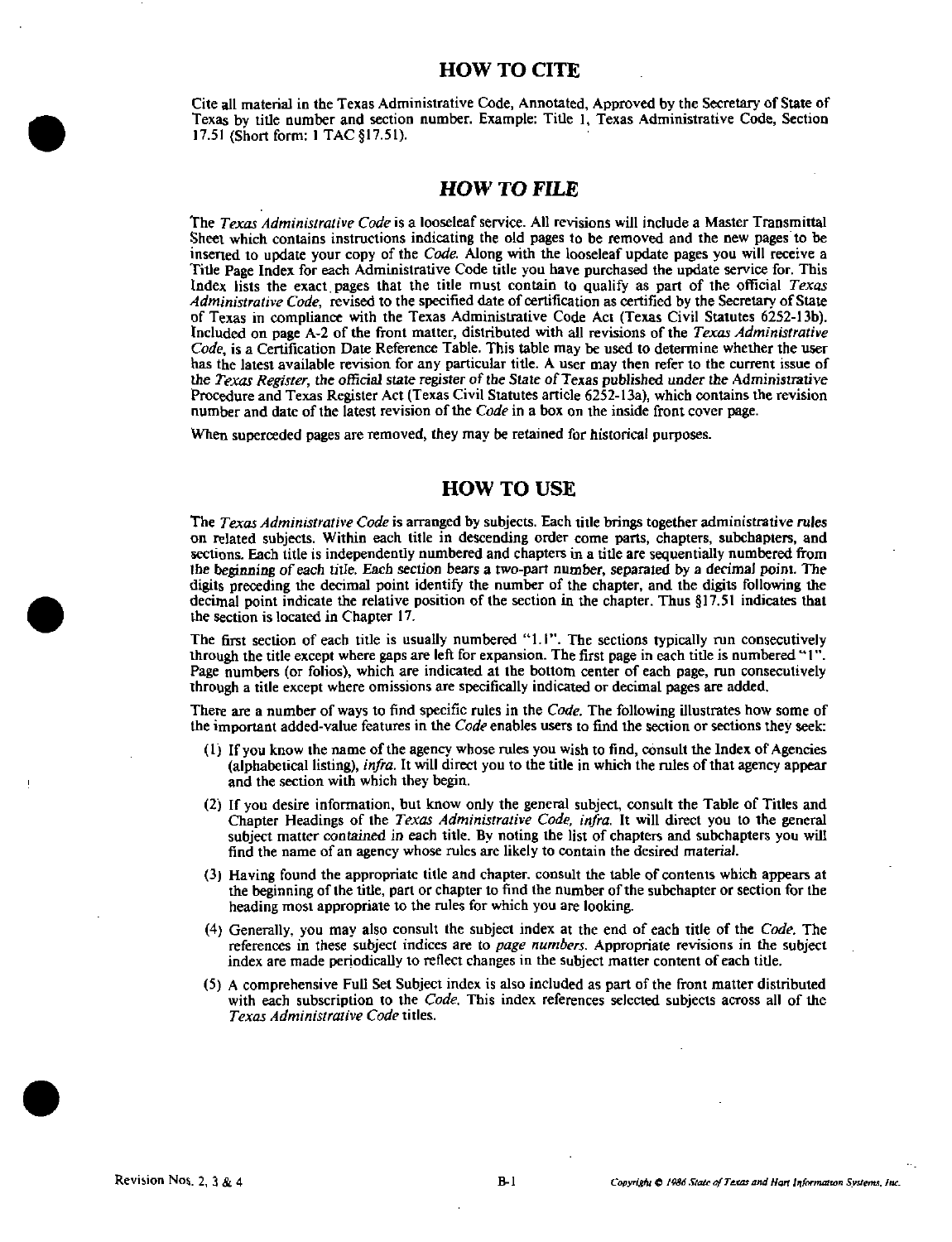## HOW TO CITE

Cite all material in the Texas Administrative Code, Annotated, Approved by the Secretary of State of Texas by title number and section number. Example: Title 1, Texas Administrative Code, Section 17.51 (Short form: 1 TAC §17.51).

## *HOW TO FILE*

The *Texas Administrative Code* is a looseleaf service. All revisions will include a Master Transmittal Sheet which contains instructions indicating the old pages to be removed and the new pages to be inserted to update your copy of the *Code*. Along with the looseleaf update pages you will receive a Title Page Index for each Administrative Code title you have purchased the update service for. This Index lists the exact pages that the title must contain to qualify as part of the official *Texas Administrative Code*, revised to the specified date of certification as certified by the Secretary of State of Texas in compliance with the Texas Administrative Code Act (Texas Civil Statutes 6252-13b). Included on page A-2 of the front matter, distributed with all revisions of the *Texas Administrative Code*, is a Certification Date Reference Table. This table may be used to determine whether the user has the latest available revision for any particular title. A user may then refer to the current issue of the *Texas Register, the official state register of the State of Texas published under the Administrative* Procedure and Texas Register Act (Texas Civil Statutes article 6252-13a), which contains the revision number and date of the latest revision of the *Code* in a box on the inside front cover page.

When superceded pages are removed, they may be retained for historical purposes.

## HOW TO USE

The *Texas Administrative Code* is arranged by subjects. Each title brings together administrative rules on related subjects. Within each title in descending order come parts, chapters, subchapters, and sections. Each title is independently numbered and chapters in a title are sequentially numbered from the beginning of each title. Each section bears a two-part number, separated by a decimal point. The digits preceding the decimal point identify the number of the chapter, and the digits following the decimal point indicate the relative position of the section in the chapter. Thus §17.51 indicates that the section is located in Chapter 17.

The first section of each title is usually numbered "1.1". The sections typically run consecutively through the title except where gaps are left for expansion. The first page in each title is numbered "1". Page numbers (or folios), which are indicated at the bottom center of each page, run consecutively through a title except where omissions are specifically indicated or decimal pages are added.

There are a number of ways to find specific rules in the *Code*. The following illustrates how some of the important added-value features in the *Code* enables users to find the section or sections they seek:

(1) If you know the name of the agency whose rules you wish to find, consult the Index of Agencies (alphabetical listing), *infra*. It will direct you to the title in which the rules of that agency appear and the section with which they begin.

(2) If you desire information, but know only the general subject, consult the Table of Titles and Chapter Headings of the *Texas Administrative Code, infra*. It will direct you to the general subject matter contained in each title. By noting the list of chapters and subchapters you will find the name of an agency whose rules are likely to contain the desired material.

(3) Having found the appropriate title and chapter, consult the table of contents which appears at the beginning of the title, part or chapter to find the number of the subchapter or section for the heading most appropriate to the rules for which you are looking.

(4) Generally, you may also consult the subject index at the end of each title of the *Code*. The references in these subject indices are to *page numbers*. Appropriate revisions in the subject index are made periodically to reflect changes in the subject matter content of each title.

(5) A comprehensive Full Set Subject index is also included as part of the front matter distributed with each subscription to the *Code*. This index references selected subjects across all of the *Texas Administrative Code* titles.

Revision Nos. 2, 3 & 4

*Copyright © 1986 State of Texas and Hart Information Systems, Inc.*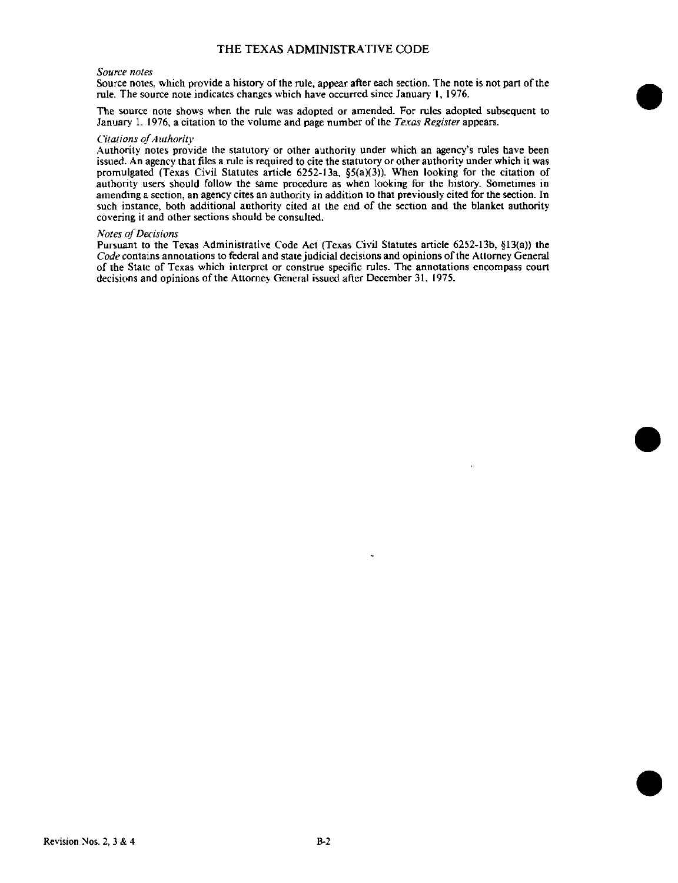## THE TEXAS ADMINISTRATIVE CODE

*Source notes*

Source notes, which provide a history of the rule, appear after each section. The note is not part of the rule. The source note indicates changes which have occurred since January 1, 1976.

The source note shows when the rule was adopted or amended. For rules adopted subsequent to January 1, 1976, a citation to the volume and page number of the *Texas Register* appears.

*Citations of Authority*

Authority notes provide the statutory or other authority under which an agency's rules have been issued. An agency that files a rule is required to cite the statutory or other authority under which it was promulgated (Texas Civil Statutes article 6252-13a, §5(a)(3)). When looking for the citation of authority users should follow the same procedure as when looking for the history. Sometimes in amending a section, an agency cites an authority in addition to that previously cited for the section. In such instance, both additional authority cited at the end of the section and the blanket authority covering it and other sections should be consulted.

*Notes of Decisions*

Pursuant to the Texas Administrative Code Act (Texas Civil Statutes article 6252-13b, §13(a)) the *Code* contains annotations to federal and state judicial decisions and opinions of the Attorney General of the State of Texas which interpret or construe specific rules. The annotations encompass court decisions and opinions of the Attorney General issued after December 31, 1975.

Revision Nos. 2, 3 & 4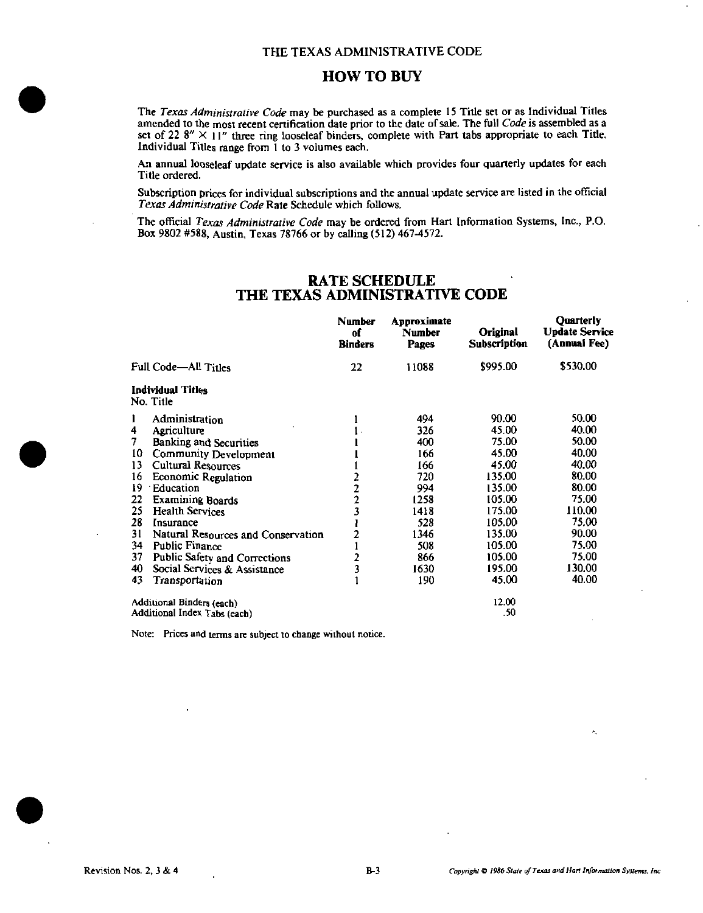THE TEXAS ADMINISTRATIVE CODE

# HOW TO BUY

The *Texas Administrative Code* may be purchased as a complete 15 Title set or as Individual Titles amended to the most recent certification date prior to the date of sale. The full *Code* is assembled as a set of 22 8" × 11" three ring looseleaf binders, complete with Part tabs appropriate to each Title. Individual Titles range from 1 to 3 volumes each.

An annual looseleaf update service is also available which provides four quarterly updates for each Title ordered.

Subscription prices for individual subscriptions and the annual update service are listed in the official *Texas Administrative Code* Rate Schedule which follows.

The official *Texas Administrative Code* may be ordered from Hart Information Systems, Inc., P.O. Box 9802 #588, Austin, Texas 78766 or by calling (512) 467-4572.

## RATE SCHEDULE THE TEXAS ADMINISTRATIVE CODE

| | Number of Binders | Approximate Number Pages | Original Subscription | Quarterly Update Service (Annual Fee) |
|---|---|---|---|---|
| Full Code—All Titles | 22 | 11088 | $995.00 | $530.00 |
| **Individual Titles** No. Title | | | | |
| 1 Administration | 1 | 494 | 90.00 | 50.00 |
| 4 Agriculture | 1 | 326 | 45.00 | 40.00 |
| 7 Banking and Securities | 1 | 400 | 75.00 | 50.00 |
| 10 Community Development | 1 | 166 | 45.00 | 40.00 |
| 13 Cultural Resources | 1 | 166 | 45.00 | 40.00 |
| 16 Economic Regulation | 2 | 720 | 135.00 | 80.00 |
| 19 Education | 2 | 994 | 135.00 | 80.00 |
| 22 Examining Boards | 2 | 1258 | 105.00 | 75.00 |
| 25 Health Services | 3 | 1418 | 175.00 | 110.00 |
| 28 Insurance | 1 | 528 | 105.00 | 75.00 |
| 31 Natural Resources and Conservation | 2 | 1346 | 135.00 | 90.00 |
| 34 Public Finance | 1 | 508 | 105.00 | 75.00 |
| 37 Public Safety and Corrections | 2 | 866 | 105.00 | 75.00 |
| 40 Social Services & Assistance | 3 | 1630 | 195.00 | 130.00 |
| 43 Transportation | 1 | 190 | 45.00 | 40.00 |
| Additional Binders (each) | | | 12.00 | |
| Additional Index Tabs (each) | | | .50 | |

Note: Prices and terms are subject to change without notice.

Revision Nos. 2, 3 & 4

*Copyright © 1986 State of Texas and Hart Information Systems, Inc*